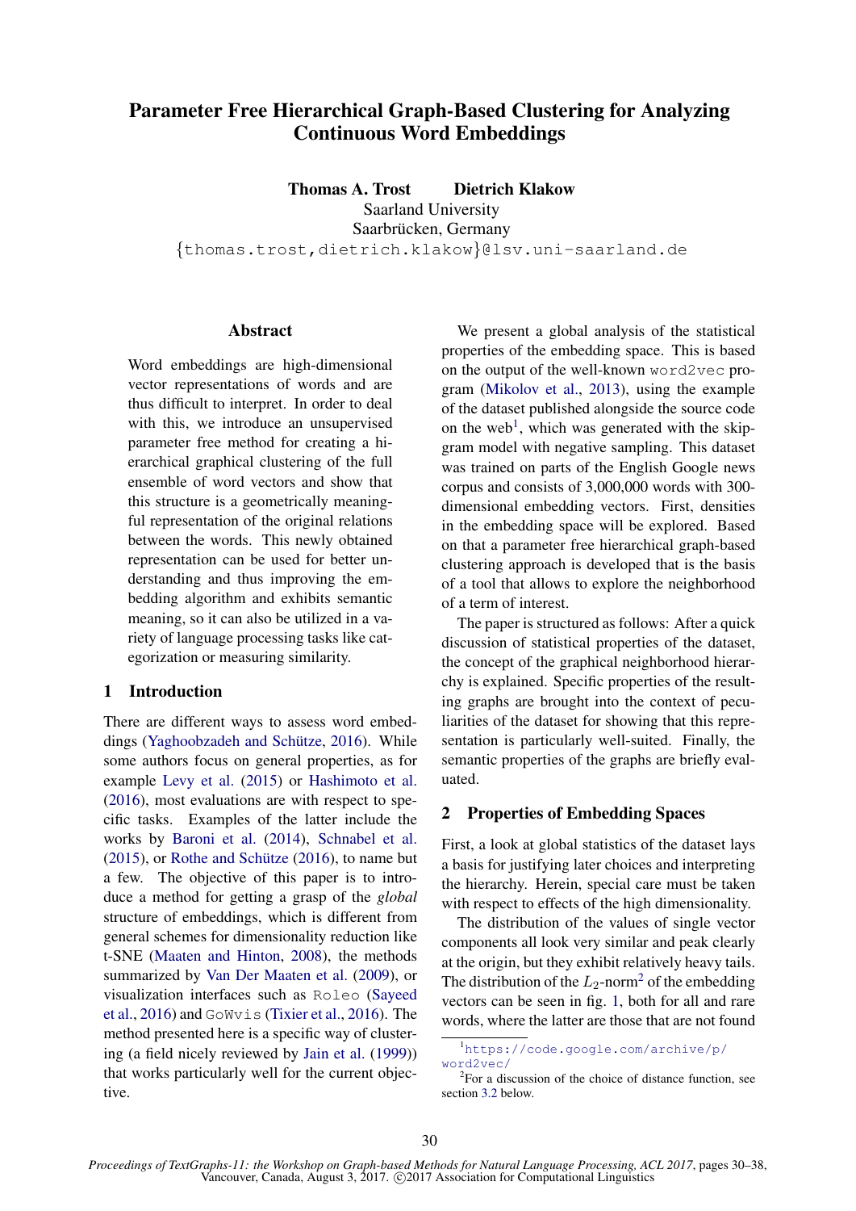# Parameter Free Hierarchical Graph-Based Clustering for Analyzing Continuous Word Embeddings

**Thomas A. Trost** **Dietrich Klakow**
Saarland University
Saarbrücken, Germany
{thomas.trost,dietrich.klakow}@lsv.uni-saarland.de

## Abstract

Word embeddings are high-dimensional vector representations of words and are thus difficult to interpret. In order to deal with this, we introduce an unsupervised parameter free method for creating a hierarchical graphical clustering of the full ensemble of word vectors and show that this structure is a geometrically meaningful representation of the original relations between the words. This newly obtained representation can be used for better understanding and thus improving the embedding algorithm and exhibits semantic meaning, so it can also be utilized in a variety of language processing tasks like categorization or measuring similarity.

## 1 Introduction

There are different ways to assess word embeddings (Yaghoobzadeh and Schütze, 2016). While some authors focus on general properties, as for example Levy et al. (2015) or Hashimoto et al. (2016), most evaluations are with respect to specific tasks. Examples of the latter include the works by Baroni et al. (2014), Schnabel et al. (2015), or Rothe and Schütze (2016), to name but a few. The objective of this paper is to introduce a method for getting a grasp of the *global* structure of embeddings, which is different from general schemes for dimensionality reduction like t-SNE (Maaten and Hinton, 2008), the methods summarized by Van Der Maaten et al. (2009), or visualization interfaces such as `Roleo` (Sayeed et al., 2016) and `GoWvis` (Tixier et al., 2016). The method presented here is a specific way of clustering (a field nicely reviewed by Jain et al. (1999)) that works particularly well for the current objective.

We present a global analysis of the statistical properties of the embedding space. This is based on the output of the well-known `word2vec` program (Mikolov et al., 2013), using the example of the dataset published alongside the source code on the web[1], which was generated with the skip-gram model with negative sampling. This dataset was trained on parts of the English Google news corpus and consists of 3,000,000 words with 300-dimensional embedding vectors. First, densities in the embedding space will be explored. Based on that a parameter free hierarchical graph-based clustering approach is developed that is the basis of a tool that allows to explore the neighborhood of a term of interest.

The paper is structured as follows: After a quick discussion of statistical properties of the dataset, the concept of the graphical neighborhood hierarchy is explained. Specific properties of the resulting graphs are brought into the context of peculiarities of the dataset for showing that this representation is particularly well-suited. Finally, the semantic properties of the graphs are briefly evaluated.

## 2 Properties of Embedding Spaces

First, a look at global statistics of the dataset lays a basis for justifying later choices and interpreting the hierarchy. Herein, special care must be taken with respect to effects of the high dimensionality.

The distribution of the values of single vector components all look very similar and peak clearly at the origin, but they exhibit relatively heavy tails. The distribution of the $L_2$-norm[2] of the embedding vectors can be seen in fig. 1, both for all and rare words, where the latter are those that are not found

[1] `https://code.google.com/archive/p/word2vec/`

[2] For a discussion of the choice of distance function, see section 3.2 below.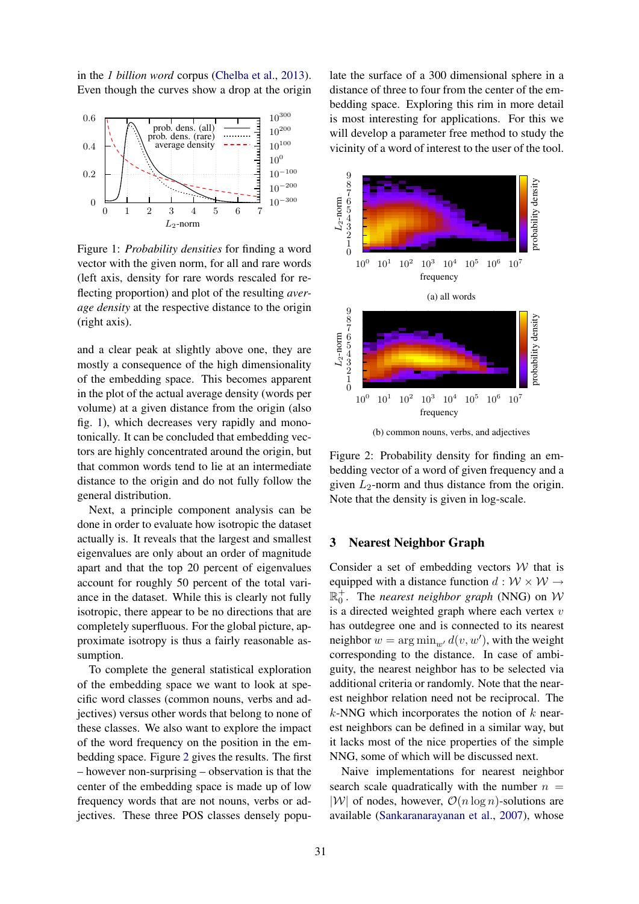in the *1 billion word* corpus (Chelba et al., 2013). Even though the curves show a drop at the origin

Figure 1: *Probability densities* for finding a word vector with the given norm, for all and rare words (left axis, density for rare words rescaled for reflecting proportion) and plot of the resulting *average density* at the respective distance to the origin (right axis).

and a clear peak at slightly above one, they are mostly a consequence of the high dimensionality of the embedding space. This becomes apparent in the plot of the actual average density (words per volume) at a given distance from the origin (also fig. 1), which decreases very rapidly and monotonically. It can be concluded that embedding vectors are highly concentrated around the origin, but that common words tend to lie at an intermediate distance to the origin and do not fully follow the general distribution.

Next, a principle component analysis can be done in order to evaluate how isotropic the dataset actually is. It reveals that the largest and smallest eigenvalues are only about an order of magnitude apart and that the top 20 percent of eigenvalues account for roughly 50 percent of the total variance in the dataset. While this is clearly not fully isotropic, there appear to be no directions that are completely superfluous. For the global picture, approximate isotropy is thus a fairly reasonable assumption.

To complete the general statistical exploration of the embedding space we want to look at specific word classes (common nouns, verbs and adjectives) versus other words that belong to none of these classes. We also want to explore the impact of the word frequency on the position in the embedding space. Figure 2 gives the results. The first – however non-surprising – observation is that the center of the embedding space is made up of low frequency words that are not nouns, verbs or adjectives. These three POS classes densely populate the surface of a 300 dimensional sphere in a distance of three to four from the center of the embedding space. Exploring this rim in more detail is most interesting for applications. For this we will develop a parameter free method to study the vicinity of a word of interest to the user of the tool.

(a) all words

(b) common nouns, verbs, and adjectives

Figure 2: Probability density for finding an embedding vector of a word of given frequency and a given $L_2$-norm and thus distance from the origin. Note that the density is given in log-scale.

## 3 Nearest Neighbor Graph

Consider a set of embedding vectors $\mathcal{W}$ that is equipped with a distance function $d : \mathcal{W} \times \mathcal{W} \to \mathbb{R}_0^+$. The *nearest neighbor graph* (NNG) on $\mathcal{W}$ is a directed weighted graph where each vertex $v$ has outdegree one and is connected to its nearest neighbor $w = \arg\min_{w'} d(v, w')$, with the weight corresponding to the distance. In case of ambiguity, the nearest neighbor has to be selected via additional criteria or randomly. Note that the nearest neighbor relation need not be reciprocal. The $k$-NNG which incorporates the notion of $k$ nearest neighbors can be defined in a similar way, but it lacks most of the nice properties of the simple NNG, some of which will be discussed next.

Naive implementations for nearest neighbor search scale quadratically with the number $n = |\mathcal{W}|$ of nodes, however, $\mathcal{O}(n \log n)$-solutions are available (Sankaranarayanan et al., 2007), whose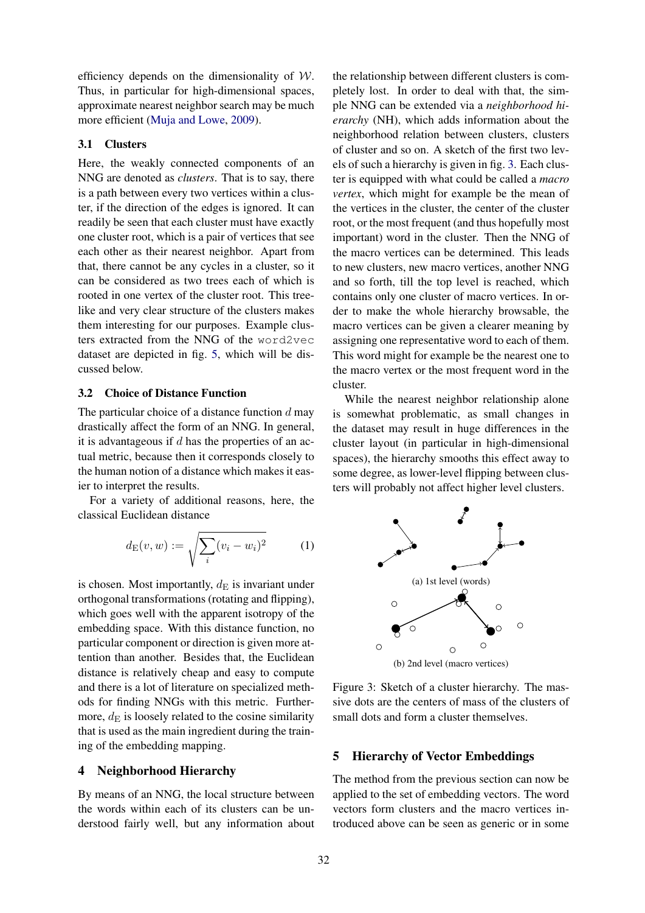efficiency depends on the dimensionality of $\mathcal{W}$. Thus, in particular for high-dimensional spaces, approximate nearest neighbor search may be much more efficient (Muja and Lowe, 2009).

### 3.1 Clusters

Here, the weakly connected components of an NNG are denoted as *clusters*. That is to say, there is a path between every two vertices within a cluster, if the direction of the edges is ignored. It can readily be seen that each cluster must have exactly one cluster root, which is a pair of vertices that see each other as their nearest neighbor. Apart from that, there cannot be any cycles in a cluster, so it can be considered as two trees each of which is rooted in one vertex of the cluster root. This tree-like and very clear structure of the clusters makes them interesting for our purposes. Example clusters extracted from the NNG of the `word2vec` dataset are depicted in fig. 5, which will be discussed below.

### 3.2 Choice of Distance Function

The particular choice of a distance function $d$ may drastically affect the form of an NNG. In general, it is advantageous if $d$ has the properties of an actual metric, because then it corresponds closely to the human notion of a distance which makes it easier to interpret the results.

For a variety of additional reasons, here, the classical Euclidean distance

$$d_{\mathrm{E}}(v, w) := \sqrt{\sum_i (v_i - w_i)^2} \qquad (1)$$

is chosen. Most importantly, $d_{\mathrm{E}}$ is invariant under orthogonal transformations (rotating and flipping), which goes well with the apparent isotropy of the embedding space. With this distance function, no particular component or direction is given more attention than another. Besides that, the Euclidean distance is relatively cheap and easy to compute and there is a lot of literature on specialized methods for finding NNGs with this metric. Furthermore, $d_{\mathrm{E}}$ is loosely related to the cosine similarity that is used as the main ingredient during the training of the embedding mapping.

## 4 Neighborhood Hierarchy

By means of an NNG, the local structure between the words within each of its clusters can be understood fairly well, but any information about the relationship between different clusters is completely lost. In order to deal with that, the simple NNG can be extended via a *neighborhood hierarchy* (NH), which adds information about the neighborhood relation between clusters, clusters of cluster and so on. A sketch of the first two levels of such a hierarchy is given in fig. 3. Each cluster is equipped with what could be called a *macro vertex*, which might for example be the mean of the vertices in the cluster, the center of the cluster root, or the most frequent (and thus hopefully most important) word in the cluster. Then the NNG of the macro vertices can be determined. This leads to new clusters, new macro vertices, another NNG and so forth, till the top level is reached, which contains only one cluster of macro vertices. In order to make the whole hierarchy browsable, the macro vertices can be given a clearer meaning by assigning one representative word to each of them. This word might for example be the nearest one to the macro vertex or the most frequent word in the cluster.

While the nearest neighbor relationship alone is somewhat problematic, as small changes in the dataset may result in huge differences in the cluster layout (in particular in high-dimensional spaces), the hierarchy smooths this effect away to some degree, as lower-level flipping between clusters will probably not affect higher level clusters.

(a) 1st level (words)

(b) 2nd level (macro vertices)

Figure 3: Sketch of a cluster hierarchy. The massive dots are the centers of mass of the clusters of small dots and form a cluster themselves.

## 5 Hierarchy of Vector Embeddings

The method from the previous section can now be applied to the set of embedding vectors. The word vectors form clusters and the macro vertices introduced above can be seen as generic or in some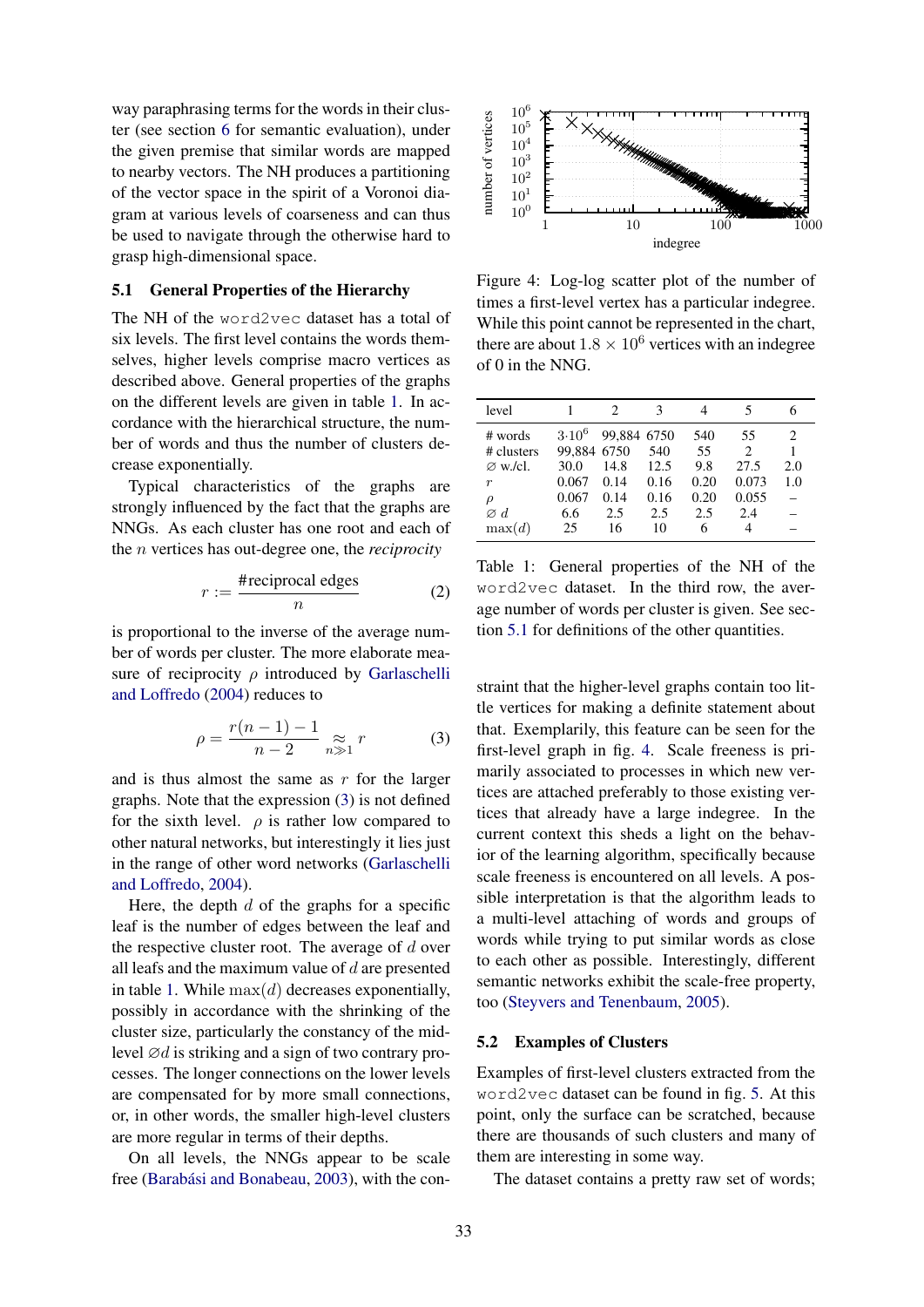way paraphrasing terms for the words in their cluster (see section 6 for semantic evaluation), under the given premise that similar words are mapped to nearby vectors. The NH produces a partitioning of the vector space in the spirit of a Voronoi diagram at various levels of coarseness and can thus be used to navigate through the otherwise hard to grasp high-dimensional space.

## 5.1 General Properties of the Hierarchy

The NH of the `word2vec` dataset has a total of six levels. The first level contains the words themselves, higher levels comprise macro vertices as described above. General properties of the graphs on the different levels are given in table 1. In accordance with the hierarchical structure, the number of words and thus the number of clusters decrease exponentially.

Typical characteristics of the graphs are strongly influenced by the fact that the graphs are NNGs. As each cluster has one root and each of the $n$ vertices has out-degree one, the *reciprocity*

$$r := \frac{\#\text{reciprocal edges}}{n} \tag{2}$$

is proportional to the inverse of the average number of words per cluster. The more elaborate measure of reciprocity $\rho$ introduced by Garlaschelli and Loffredo (2004) reduces to

$$\rho = \frac{r(n-1)-1}{n-2} \underset{n \gg 1}{\approx} r \tag{3}$$

and is thus almost the same as $r$ for the larger graphs. Note that the expression (3) is not defined for the sixth level. $\rho$ is rather low compared to other natural networks, but interestingly it lies just in the range of other word networks (Garlaschelli and Loffredo, 2004).

Here, the depth $d$ of the graphs for a specific leaf is the number of edges between the leaf and the respective cluster root. The average of $d$ over all leafs and the maximum value of $d$ are presented in table 1. While $\max(d)$ decreases exponentially, possibly in accordance with the shrinking of the cluster size, particularly the constancy of the middle level $\varnothing d$ is striking and a sign of two contrary processes. The longer connections on the lower levels are compensated for by more small connections, or, in other words, the smaller high-level clusters are more regular in terms of their depths.

On all levels, the NNGs appear to be scale free (Barabási and Bonabeau, 2003), with the constraint that the higher-level graphs contain too little vertices for making a definite statement about that. Exemplarily, this feature can be seen for the first-level graph in fig. 4. Scale freeness is primarily associated to processes in which new vertices are attached preferably to those existing vertices that already have a large indegree. In the current context this sheds a light on the behavior of the learning algorithm, specifically because scale freeness is encountered on all levels. A possible interpretation is that the algorithm leads to a multi-level attaching of words and groups of words while trying to put similar words as close to each other as possible. Interestingly, different semantic networks exhibit the scale-free property, too (Steyvers and Tenenbaum, 2005).

Figure 4: Log-log scatter plot of the number of times a first-level vertex has a particular indegree. While this point cannot be represented in the chart, there are about $1.8 \times 10^6$ vertices with an indegree of 0 in the NNG.

| level | 1 | 2 | 3 | 4 | 5 | 6 |
|---|---|---|---|---|---|---|
| # words | $3 \cdot 10^6$ | 99,884 | 6750 | 540 | 55 | 2 |
| # clusters | 99,884 | 6750 | 540 | 55 | 2 | 1 |
| $\varnothing$ w./cl. | 30.0 | 14.8 | 12.5 | 9.8 | 27.5 | 2.0 |
| $r$ | 0.067 | 0.14 | 0.16 | 0.20 | 0.073 | 1.0 |
| $\rho$ | 0.067 | 0.14 | 0.16 | 0.20 | 0.055 | – |
| $\varnothing$ $d$ | 6.6 | 2.5 | 2.5 | 2.5 | 2.4 | – |
| $\max(d)$ | 25 | 16 | 10 | 6 | 4 | – |

Table 1: General properties of the NH of the `word2vec` dataset. In the third row, the average number of words per cluster is given. See section 5.1 for definitions of the other quantities.

## 5.2 Examples of Clusters

Examples of first-level clusters extracted from the `word2vec` dataset can be found in fig. 5. At this point, only the surface can be scratched, because there are thousands of such clusters and many of them are interesting in some way.

The dataset contains a pretty raw set of words;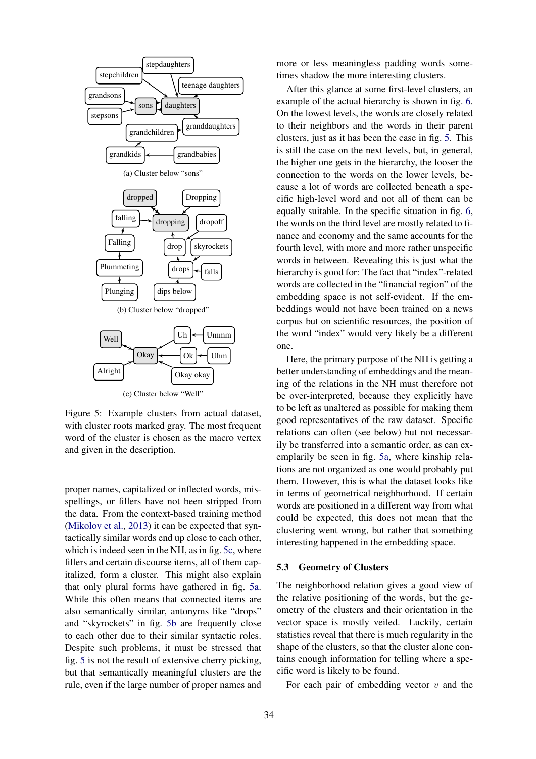(a) Cluster below "sons"

(b) Cluster below "dropped"

(c) Cluster below "Well"

Figure 5: Example clusters from actual dataset, with cluster roots marked gray. The most frequent word of the cluster is chosen as the macro vertex and given in the description.

proper names, capitalized or inflected words, misspellings, or fillers have not been stripped from the data. From the context-based training method (Mikolov et al., 2013) it can be expected that syntactically similar words end up close to each other, which is indeed seen in the NH, as in fig. 5c, where fillers and certain discourse items, all of them capitalized, form a cluster. This might also explain that only plural forms have gathered in fig. 5a. While this often means that connected items are also semantically similar, antonyms like "drops" and "skyrockets" in fig. 5b are frequently close to each other due to their similar syntactic roles. Despite such problems, it must be stressed that fig. 5 is not the result of extensive cherry picking, but that semantically meaningful clusters are the rule, even if the large number of proper names and more or less meaningless padding words sometimes shadow the more interesting clusters.

After this glance at some first-level clusters, an example of the actual hierarchy is shown in fig. 6. On the lowest levels, the words are closely related to their neighbors and the words in their parent clusters, just as it has been the case in fig. 5. This is still the case on the next levels, but, in general, the higher one gets in the hierarchy, the looser the connection to the words on the lower levels, because a lot of words are collected beneath a specific high-level word and not all of them can be equally suitable. In the specific situation in fig. 6, the words on the third level are mostly related to finance and economy and the same accounts for the fourth level, with more and more rather unspecific words in between. Revealing this is just what the hierarchy is good for: The fact that "index"-related words are collected in the "financial region" of the embedding space is not self-evident. If the embeddings would not have been trained on a news corpus but on scientific resources, the position of the word "index" would very likely be a different one.

Here, the primary purpose of the NH is getting a better understanding of embeddings and the meaning of the relations in the NH must therefore not be over-interpreted, because they explicitly have to be left as unaltered as possible for making them good representatives of the raw dataset. Specific relations can often (see below) but not necessarily be transferred into a semantic order, as can exemplarily be seen in fig. 5a, where kinship relations are not organized as one would probably put them. However, this is what the dataset looks like in terms of geometrical neighborhood. If certain words are positioned in a different way from what could be expected, this does not mean that the clustering went wrong, but rather that something interesting happened in the embedding space.

### 5.3 Geometry of Clusters

The neighborhood relation gives a good view of the relative positioning of the words, but the geometry of the clusters and their orientation in the vector space is mostly veiled. Luckily, certain statistics reveal that there is much regularity in the shape of the clusters, so that the cluster alone contains enough information for telling where a specific word is likely to be found.

For each pair of embedding vector $v$ and the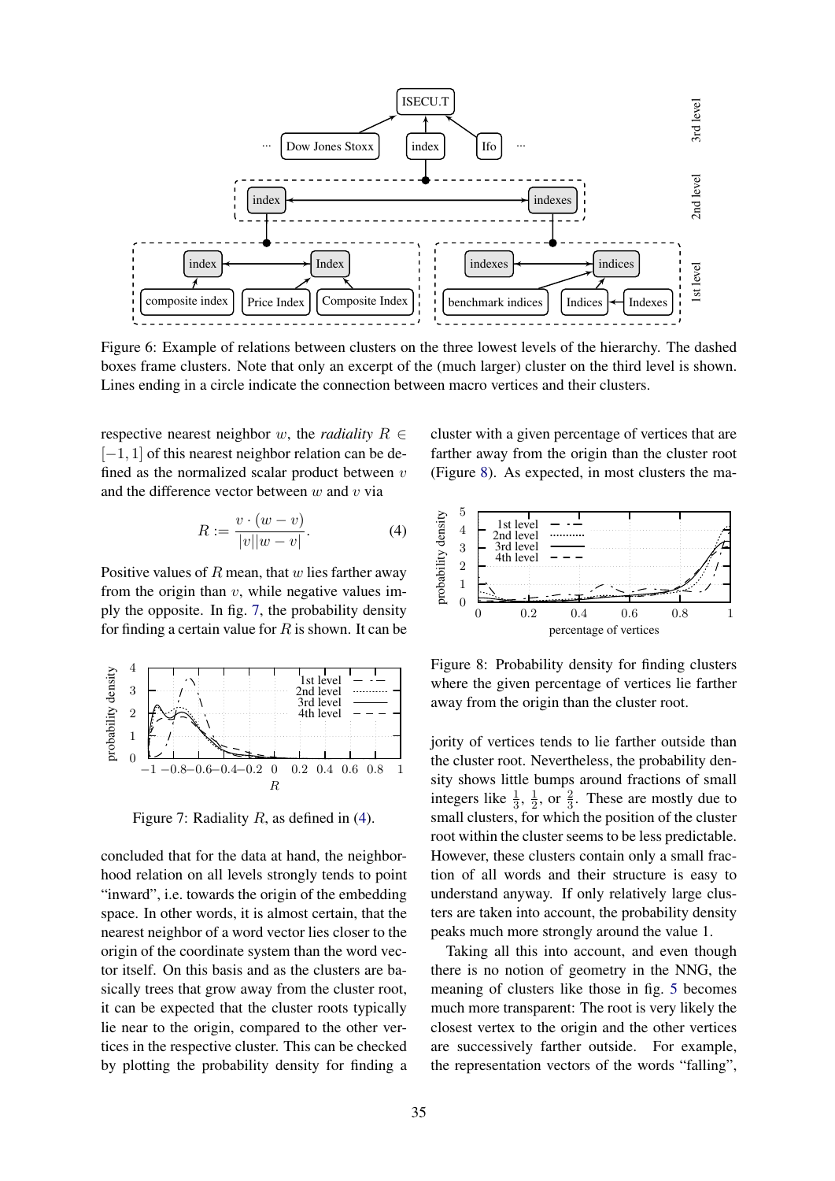Figure 6: Example of relations between clusters on the three lowest levels of the hierarchy. The dashed boxes frame clusters. Note that only an excerpt of the (much larger) cluster on the third level is shown. Lines ending in a circle indicate the connection between macro vertices and their clusters.

respective nearest neighbor $w$, the *radiality* $R \in [-1, 1]$ of this nearest neighbor relation can be defined as the normalized scalar product between $v$ and the difference vector between $w$ and $v$ via

$$R := \frac{v \cdot (w - v)}{|v||w - v|}. \quad (4)$$

Positive values of $R$ mean, that $w$ lies farther away from the origin than $v$, while negative values imply the opposite. In fig. 7, the probability density for finding a certain value for $R$ is shown. It can be concluded that for the data at hand, the neighborhood relation on all levels strongly tends to point “inward”, i.e. towards the origin of the embedding space. In other words, it is almost certain, that the nearest neighbor of a word vector lies closer to the origin of the coordinate system than the word vector itself. On this basis and as the clusters are basically trees that grow away from the cluster root, it can be expected that the cluster roots typically lie near to the origin, compared to the other vertices in the respective cluster. This can be checked by plotting the probability density for finding a cluster with a given percentage of vertices that are farther away from the origin than the cluster root (Figure 8). As expected, in most clusters the majority of vertices tends to lie farther outside than the cluster root. Nevertheless, the probability density shows little bumps around fractions of small integers like $\frac{1}{3}$, $\frac{1}{2}$, or $\frac{2}{3}$. These are mostly due to small clusters, for which the position of the cluster root within the cluster seems to be less predictable. However, these clusters contain only a small fraction of all words and their structure is easy to understand anyway. If only relatively large clusters are taken into account, the probability density peaks much more strongly around the value 1.

Figure 7: Radiality $R$, as defined in (4).

Figure 8: Probability density for finding clusters where the given percentage of vertices lie farther away from the origin than the cluster root.

Taking all this into account, and even though there is no notion of geometry in the NNG, the meaning of clusters like those in fig. 5 becomes much more transparent: The root is very likely the closest vertex to the origin and the other vertices are successively farther outside. For example, the representation vectors of the words “falling”,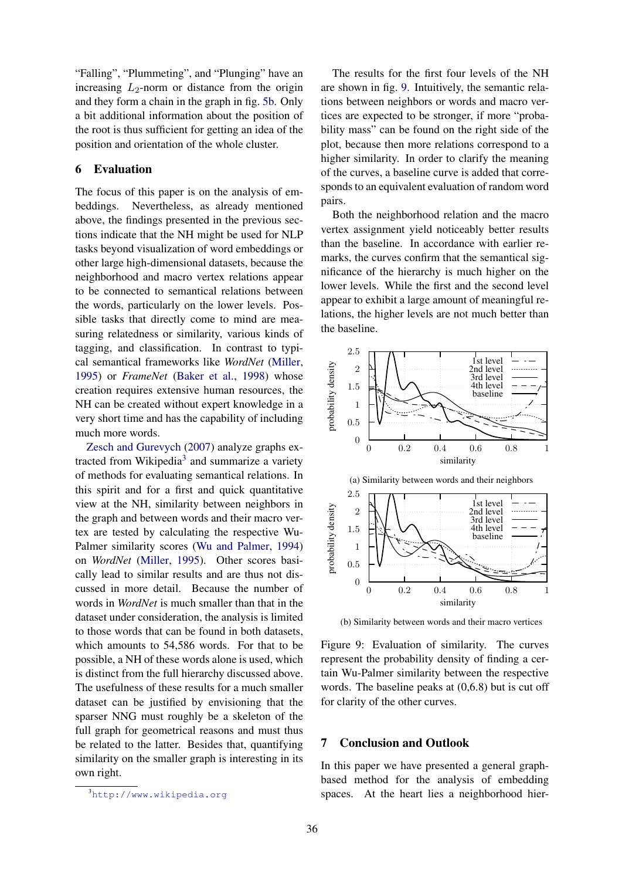"Falling", "Plummeting", and "Plunging" have an increasing $L_2$-norm or distance from the origin and they form a chain in the graph in fig. 5b. Only a bit additional information about the position of the root is thus sufficient for getting an idea of the position and orientation of the whole cluster.

## 6 Evaluation

The focus of this paper is on the analysis of embeddings. Nevertheless, as already mentioned above, the findings presented in the previous sections indicate that the NH might be used for NLP tasks beyond visualization of word embeddings or other large high-dimensional datasets, because the neighborhood and macro vertex relations appear to be connected to semantical relations between the words, particularly on the lower levels. Possible tasks that directly come to mind are measuring relatedness or similarity, various kinds of tagging, and classification. In contrast to typical semantical frameworks like *WordNet* (Miller, 1995) or *FrameNet* (Baker et al., 1998) whose creation requires extensive human resources, the NH can be created without expert knowledge in a very short time and has the capability of including much more words.

Zesch and Gurevych (2007) analyze graphs extracted from Wikipedia[3] and summarize a variety of methods for evaluating semantical relations. In this spirit and for a first and quick quantitative view at the NH, similarity between neighbors in the graph and between words and their macro vertex are tested by calculating the respective Wu-Palmer similarity scores (Wu and Palmer, 1994) on *WordNet* (Miller, 1995). Other scores basically lead to similar results and are thus not discussed in more detail. Because the number of words in *WordNet* is much smaller than that in the dataset under consideration, the analysis is limited to those words that can be found in both datasets, which amounts to 54,586 words. For that to be possible, a NH of these words alone is used, which is distinct from the full hierarchy discussed above. The usefulness of these results for a much smaller dataset can be justified by envisioning that the sparser NNG must roughly be a skeleton of the full graph for geometrical reasons and must thus be related to the latter. Besides that, quantifying similarity on the smaller graph is interesting in its own right.

[3] http://www.wikipedia.org

The results for the first four levels of the NH are shown in fig. 9. Intuitively, the semantic relations between neighbors or words and macro vertices are expected to be stronger, if more "probability mass" can be found on the right side of the plot, because then more relations correspond to a higher similarity. In order to clarify the meaning of the curves, a baseline curve is added that corresponds to an equivalent evaluation of random word pairs.

Both the neighborhood relation and the macro vertex assignment yield noticeably better results than the baseline. In accordance with earlier remarks, the curves confirm that the semantical significance of the hierarchy is much higher on the lower levels. While the first and the second level appear to exhibit a large amount of meaningful relations, the higher levels are not much better than the baseline.

(a) Similarity between words and their neighbors

(b) Similarity between words and their macro vertices

Figure 9: Evaluation of similarity. The curves represent the probability density of finding a certain Wu-Palmer similarity between the respective words. The baseline peaks at (0,6.8) but is cut off for clarity of the other curves.

## 7 Conclusion and Outlook

In this paper we have presented a general graph-based method for the analysis of embedding spaces. At the heart lies a neighborhood hier-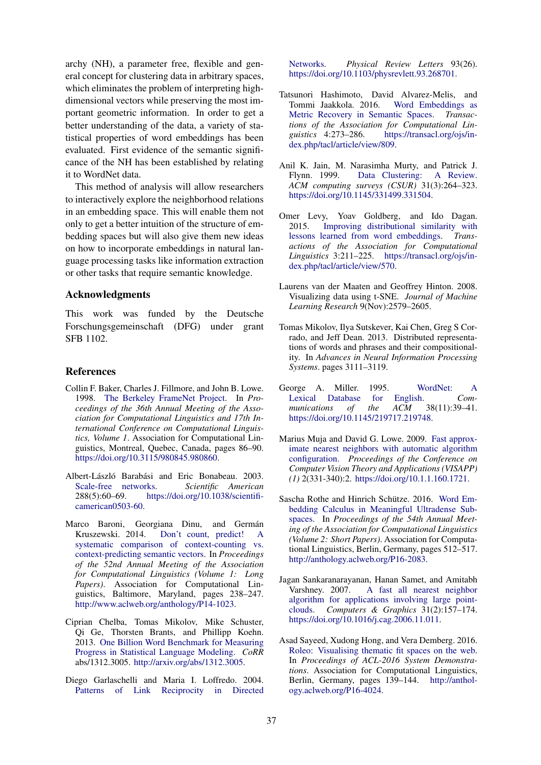archy (NH), a parameter free, flexible and general concept for clustering data in arbitrary spaces, which eliminates the problem of interpreting high-dimensional vectors while preserving the most important geometric information. In order to get a better understanding of the data, a variety of statistical properties of word embeddings has been evaluated. First evidence of the semantic significance of the NH has been established by relating it to WordNet data.

This method of analysis will allow researchers to interactively explore the neighborhood relations in an embedding space. This will enable them not only to get a better intuition of the structure of embedding spaces but will also give them new ideas on how to incorporate embeddings in natural language processing tasks like information extraction or other tasks that require semantic knowledge.

## Acknowledgments

This work was funded by the Deutsche Forschungsgemeinschaft (DFG) under grant SFB 1102.

## References

Collin F. Baker, Charles J. Fillmore, and John B. Lowe. 1998. The Berkeley FrameNet Project. In *Proceedings of the 36th Annual Meeting of the Association for Computational Linguistics and 17th International Conference on Computational Linguistics, Volume 1*. Association for Computational Linguistics, Montreal, Quebec, Canada, pages 86–90. https://doi.org/10.3115/980845.980860.

Albert-László Barabási and Eric Bonabeau. 2003. Scale-free networks. *Scientific American* 288(5):60–69. https://doi.org/10.1038/scientificamerican0503-60.

Marco Baroni, Georgiana Dinu, and Germán Kruszewski. 2014. Don't count, predict! A systematic comparison of context-counting vs. context-predicting semantic vectors. In *Proceedings of the 52nd Annual Meeting of the Association for Computational Linguistics (Volume 1: Long Papers)*. Association for Computational Linguistics, Baltimore, Maryland, pages 238–247. http://www.aclweb.org/anthology/P14-1023.

Ciprian Chelba, Tomas Mikolov, Mike Schuster, Qi Ge, Thorsten Brants, and Phillipp Koehn. 2013. One Billion Word Benchmark for Measuring Progress in Statistical Language Modeling. *CoRR* abs/1312.3005. http://arxiv.org/abs/1312.3005.

Diego Garlaschelli and Maria I. Loffredo. 2004. Patterns of Link Reciprocity in Directed Networks. *Physical Review Letters* 93(26). https://doi.org/10.1103/physrevlett.93.268701.

Tatsunori Hashimoto, David Alvarez-Melis, and Tommi Jaakkola. 2016. Word Embeddings as Metric Recovery in Semantic Spaces. *Transactions of the Association for Computational Linguistics* 4:273–286. https://transacl.org/ojs/index.php/tacl/article/view/809.

Anil K. Jain, M. Narasimha Murty, and Patrick J. Flynn. 1999. Data Clustering: A Review. *ACM computing surveys (CSUR)* 31(3):264–323. https://doi.org/10.1145/331499.331504.

Omer Levy, Yoav Goldberg, and Ido Dagan. 2015. Improving distributional similarity with lessons learned from word embeddings. *Transactions of the Association for Computational Linguistics* 3:211–225. https://transacl.org/ojs/index.php/tacl/article/view/570.

Laurens van der Maaten and Geoffrey Hinton. 2008. Visualizing data using t-SNE. *Journal of Machine Learning Research* 9(Nov):2579–2605.

Tomas Mikolov, Ilya Sutskever, Kai Chen, Greg S Corrado, and Jeff Dean. 2013. Distributed representations of words and phrases and their compositionality. In *Advances in Neural Information Processing Systems*. pages 3111–3119.

George A. Miller. 1995. WordNet: A Lexical Database for English. *Communications of the ACM* 38(11):39–41. https://doi.org/10.1145/219717.219748.

Marius Muja and David G. Lowe. 2009. Fast approximate nearest neighbors with automatic algorithm configuration. *Proceedings of the Conference on Computer Vision Theory and Applications (VISAPP) (1)* 2(331-340):2. https://doi.org/10.1.1.160.1721.

Sascha Rothe and Hinrich Schütze. 2016. Word Embedding Calculus in Meaningful Ultradense Subspaces. In *Proceedings of the 54th Annual Meeting of the Association for Computational Linguistics (Volume 2: Short Papers)*. Association for Computational Linguistics, Berlin, Germany, pages 512–517. http://anthology.aclweb.org/P16-2083.

Jagan Sankaranarayanan, Hanan Samet, and Amitabh Varshney. 2007. A fast all nearest neighbor algorithm for applications involving large point-clouds. *Computers & Graphics* 31(2):157–174. https://doi.org/10.1016/j.cag.2006.11.011.

Asad Sayeed, Xudong Hong, and Vera Demberg. 2016. Roleo: Visualising thematic fit spaces on the web. In *Proceedings of ACL-2016 System Demonstrations*. Association for Computational Linguistics, Berlin, Germany, pages 139–144. http://anthology.aclweb.org/P16-4024.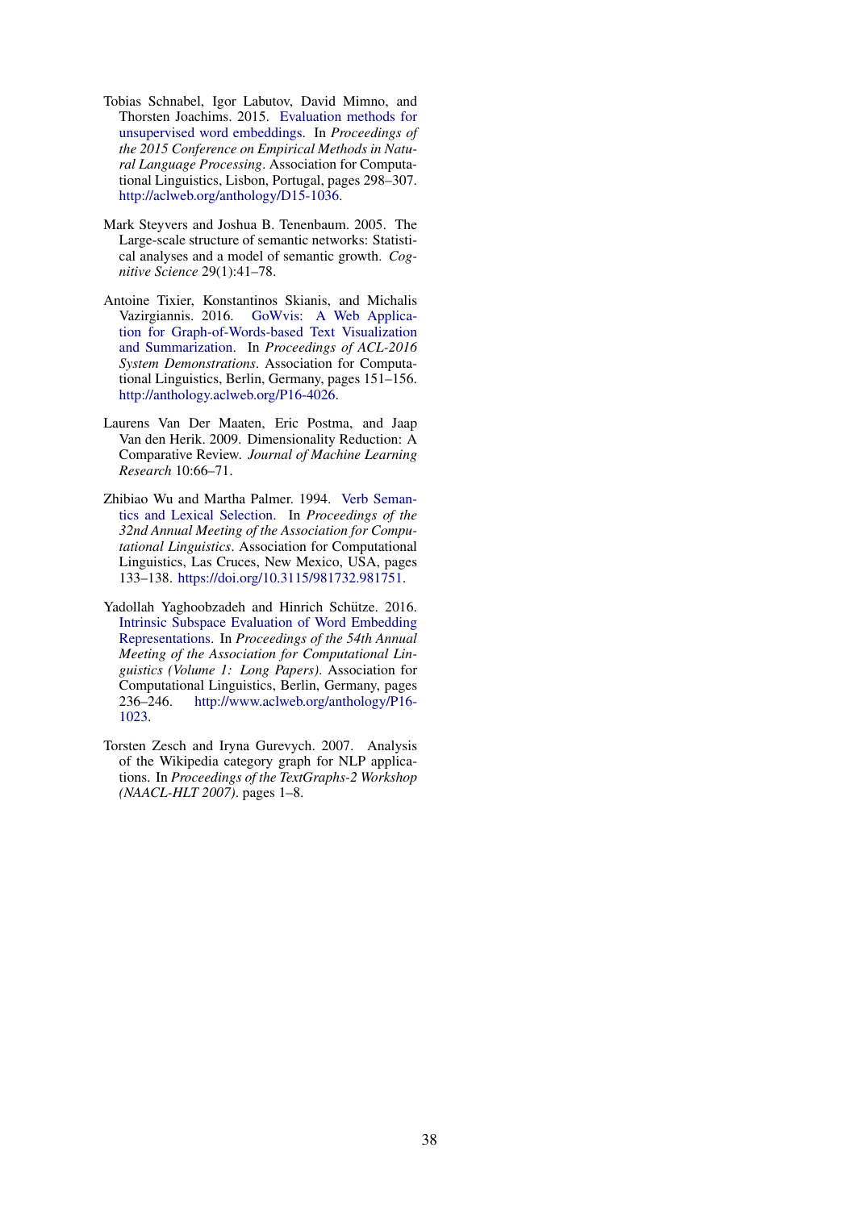Tobias Schnabel, Igor Labutov, David Mimno, and Thorsten Joachims. 2015. Evaluation methods for unsupervised word embeddings. In *Proceedings of the 2015 Conference on Empirical Methods in Natural Language Processing*. Association for Computational Linguistics, Lisbon, Portugal, pages 298–307. http://aclweb.org/anthology/D15-1036.

Mark Steyvers and Joshua B. Tenenbaum. 2005. The Large-scale structure of semantic networks: Statistical analyses and a model of semantic growth. *Cognitive Science* 29(1):41–78.

Antoine Tixier, Konstantinos Skianis, and Michalis Vazirgiannis. 2016. GoWvis: A Web Application for Graph-of-Words-based Text Visualization and Summarization. In *Proceedings of ACL-2016 System Demonstrations*. Association for Computational Linguistics, Berlin, Germany, pages 151–156. http://anthology.aclweb.org/P16-4026.

Laurens Van Der Maaten, Eric Postma, and Jaap Van den Herik. 2009. Dimensionality Reduction: A Comparative Review. *Journal of Machine Learning Research* 10:66–71.

Zhibiao Wu and Martha Palmer. 1994. Verb Semantics and Lexical Selection. In *Proceedings of the 32nd Annual Meeting of the Association for Computational Linguistics*. Association for Computational Linguistics, Las Cruces, New Mexico, USA, pages 133–138. https://doi.org/10.3115/981732.981751.

Yadollah Yaghoobzadeh and Hinrich Schütze. 2016. Intrinsic Subspace Evaluation of Word Embedding Representations. In *Proceedings of the 54th Annual Meeting of the Association for Computational Linguistics (Volume 1: Long Papers)*. Association for Computational Linguistics, Berlin, Germany, pages 236–246. http://www.aclweb.org/anthology/P16-1023.

Torsten Zesch and Iryna Gurevych. 2007. Analysis of the Wikipedia category graph for NLP applications. In *Proceedings of the TextGraphs-2 Workshop (NAACL-HLT 2007)*. pages 1–8.